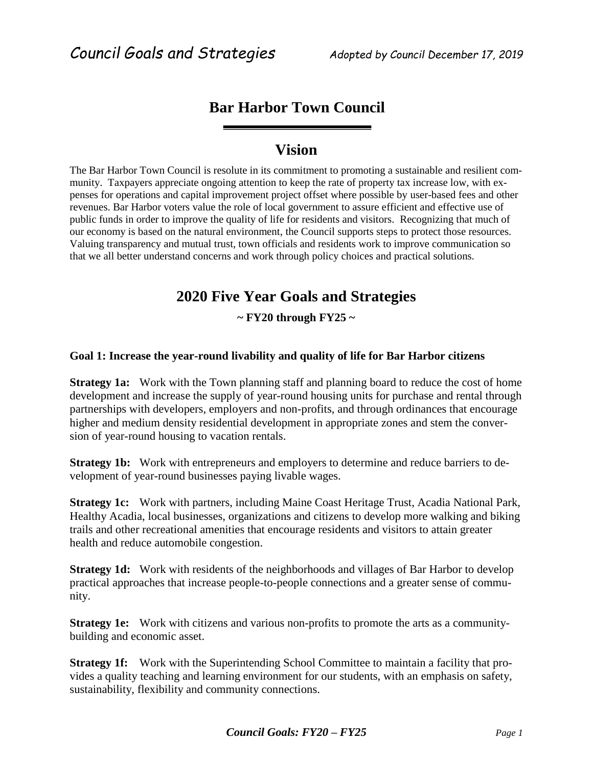# Bar Harbor Town Council

## Vision

The Bar Harbor Town Council is resolute in its commitment to promoting a sustainable and resilient community. Taxpayers appreciate ongoing attention to keep the rate of property tax increase low, with expenses for operations and capital improvement project offset where possible by user-based fees and other revenues. Bar Harbor voters value the role of local government to assure efficient and effective use of public funds in order to improve the quality of life for residents and visitors. Recognizing that much of our economy is based on the natural environment, the Council supports steps to protect those resources. Valuing transparency and mutual trust, town officials and residents work to improve communication so that we all better understand concerns and work through policy choices and practical solutions.

## 2020 Five Year Goals and Strategies

**~ FY20 through FY25 ~**

### Goal 1: Increase the year-round livability and quality of life for Bar Harbor citizens

**Strategy 1a:** Work with the Town planning staff and planning board to reduce the cost of home development and increase the supply of year-round housing units for purchase and rental through partnerships with developers, employers and non-profits, and through ordinances that encourage higher and medium density residential development in appropriate zones and stem the conversion of year-round housing to vacation rentals.

**Strategy 1b:** Work with entrepreneurs and employers to determine and reduce barriers to development of year-round businesses paying livable wages.

**Strategy 1c:** Work with partners, including Maine Coast Heritage Trust, Acadia National Park, Healthy Acadia, local businesses, organizations and citizens to develop more walking and biking trails and other recreational amenities that encourage residents and visitors to attain greater health and reduce automobile congestion.

**Strategy 1d:** Work with residents of the neighborhoods and villages of Bar Harbor to develop practical approaches that increase people-to-people connections and a greater sense of community.

**Strategy 1e:** Work with citizens and various non-profits to promote the arts as a community-building and economic asset.

**Strategy 1f:** Work with the Superintending School Committee to maintain a facility that provides a quality teaching and learning environment for our students, with an emphasis on safety, sustainability, flexibility and community connections.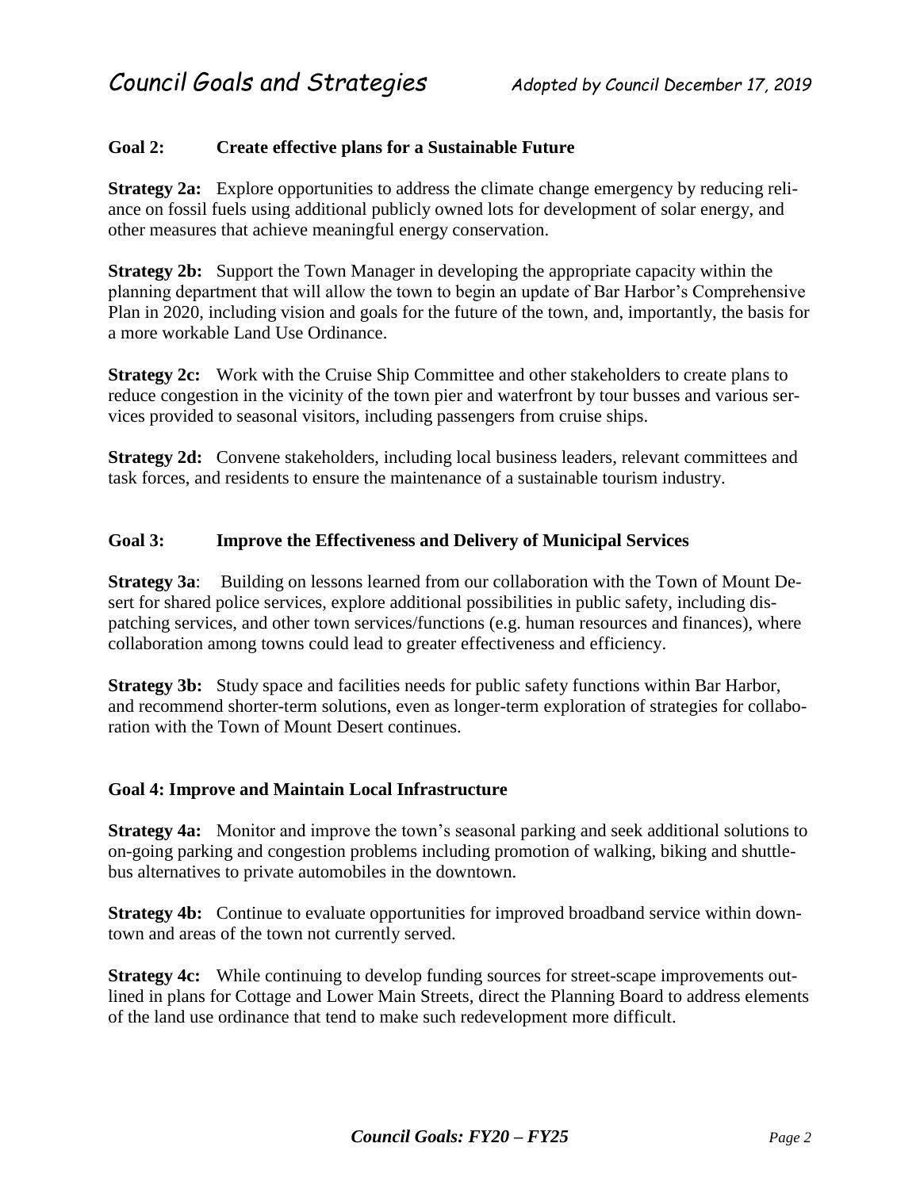## Goal 2: Create effective plans for a Sustainable Future

**Strategy 2a:** Explore opportunities to address the climate change emergency by reducing reliance on fossil fuels using additional publicly owned lots for development of solar energy, and other measures that achieve meaningful energy conservation.

**Strategy 2b:** Support the Town Manager in developing the appropriate capacity within the planning department that will allow the town to begin an update of Bar Harbor's Comprehensive Plan in 2020, including vision and goals for the future of the town, and, importantly, the basis for a more workable Land Use Ordinance.

**Strategy 2c:** Work with the Cruise Ship Committee and other stakeholders to create plans to reduce congestion in the vicinity of the town pier and waterfront by tour busses and various services provided to seasonal visitors, including passengers from cruise ships.

**Strategy 2d:** Convene stakeholders, including local business leaders, relevant committees and task forces, and residents to ensure the maintenance of a sustainable tourism industry.

## Goal 3: Improve the Effectiveness and Delivery of Municipal Services

**Strategy 3a**: Building on lessons learned from our collaboration with the Town of Mount Desert for shared police services, explore additional possibilities in public safety, including dispatching services, and other town services/functions (e.g. human resources and finances), where collaboration among towns could lead to greater effectiveness and efficiency.

**Strategy 3b:** Study space and facilities needs for public safety functions within Bar Harbor, and recommend shorter-term solutions, even as longer-term exploration of strategies for collaboration with the Town of Mount Desert continues.

## Goal 4: Improve and Maintain Local Infrastructure

**Strategy 4a:** Monitor and improve the town's seasonal parking and seek additional solutions to on-going parking and congestion problems including promotion of walking, biking and shuttle-bus alternatives to private automobiles in the downtown.

**Strategy 4b:** Continue to evaluate opportunities for improved broadband service within downtown and areas of the town not currently served.

**Strategy 4c:** While continuing to develop funding sources for street-scape improvements outlined in plans for Cottage and Lower Main Streets, direct the Planning Board to address elements of the land use ordinance that tend to make such redevelopment more difficult.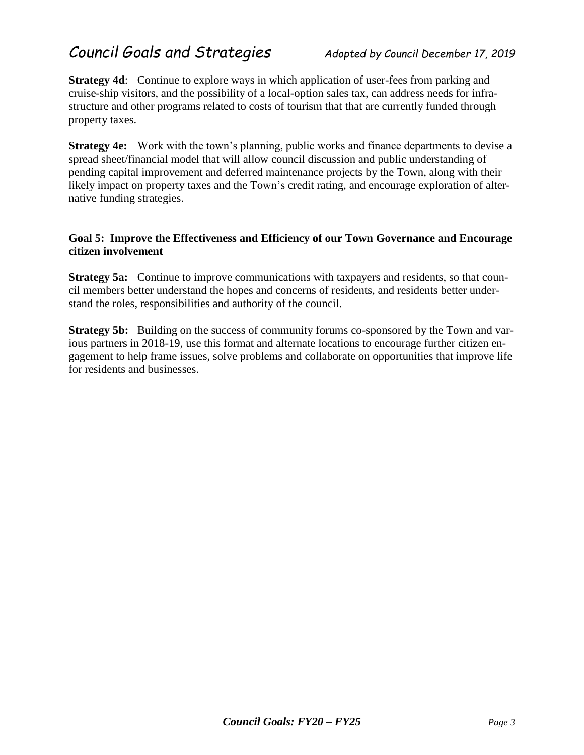**Strategy 4d**: Continue to explore ways in which application of user-fees from parking and cruise-ship visitors, and the possibility of a local-option sales tax, can address needs for infrastructure and other programs related to costs of tourism that that are currently funded through property taxes.

**Strategy 4e:** Work with the town's planning, public works and finance departments to devise a spread sheet/financial model that will allow council discussion and public understanding of pending capital improvement and deferred maintenance projects by the Town, along with their likely impact on property taxes and the Town's credit rating, and encourage exploration of alternative funding strategies.

**Goal 5: Improve the Effectiveness and Efficiency of our Town Governance and Encourage citizen involvement**

**Strategy 5a:** Continue to improve communications with taxpayers and residents, so that council members better understand the hopes and concerns of residents, and residents better understand the roles, responsibilities and authority of the council.

**Strategy 5b:** Building on the success of community forums co-sponsored by the Town and various partners in 2018-19, use this format and alternate locations to encourage further citizen engagement to help frame issues, solve problems and collaborate on opportunities that improve life for residents and businesses.